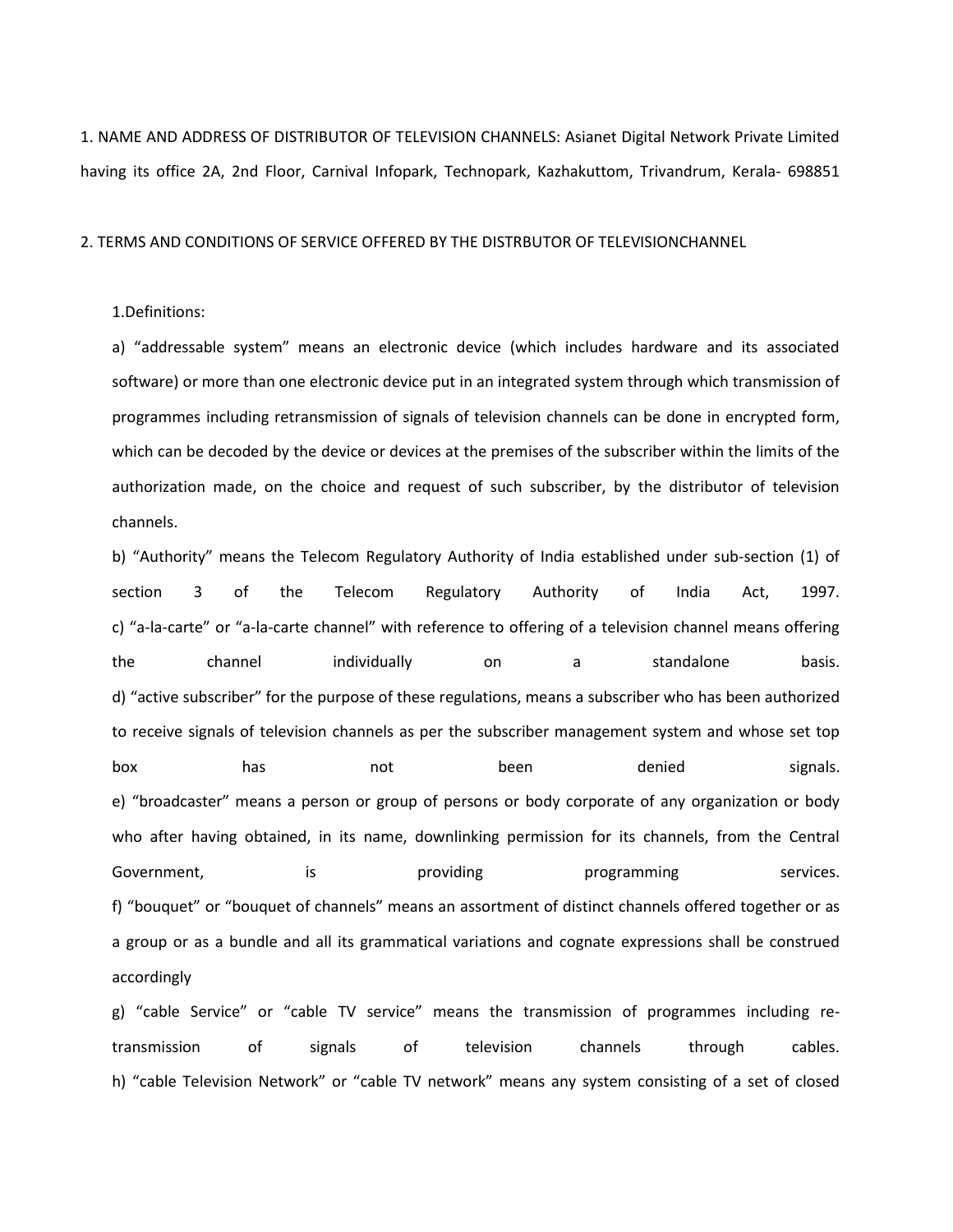1. NAME AND ADDRESS OF DISTRIBUTOR OF TELEVISION CHANNELS: Asianet Digital Network Private Limited having its office 2A, 2nd Floor, Carnival Infopark, Technopark, Kazhakuttom, Trivandrum, Kerala- 698851

2. TERMS AND CONDITIONS OF SERVICE OFFERED BY THE DISTRBUTOR OF TELEVISIONCHANNEL

1.Definitions:

a) "addressable system" means an electronic device (which includes hardware and its associated software) or more than one electronic device put in an integrated system through which transmission of programmes including retransmission of signals of television channels can be done in encrypted form, which can be decoded by the device or devices at the premises of the subscriber within the limits of the authorization made, on the choice and request of such subscriber, by the distributor of television channels.

b) "Authority" means the Telecom Regulatory Authority of India established under sub-section (1) of section 3 of the Telecom Regulatory Authority of India Act, 1997.

c) "a-la-carte" or "a-la-carte channel" with reference to offering of a television channel means offering the channel individually on a standalone basis.

d) "active subscriber" for the purpose of these regulations, means a subscriber who has been authorized to receive signals of television channels as per the subscriber management system and whose set top box has not been denied signals.

e) "broadcaster" means a person or group of persons or body corporate of any organization or body who after having obtained, in its name, downlinking permission for its channels, from the Central Government, is providing programming services.

f) "bouquet" or "bouquet of channels" means an assortment of distinct channels offered together or as a group or as a bundle and all its grammatical variations and cognate expressions shall be construed accordingly

g) "cable Service" or "cable TV service" means the transmission of programmes including re-transmission of signals of television channels through cables.

h) "cable Television Network" or "cable TV network" means any system consisting of a set of closed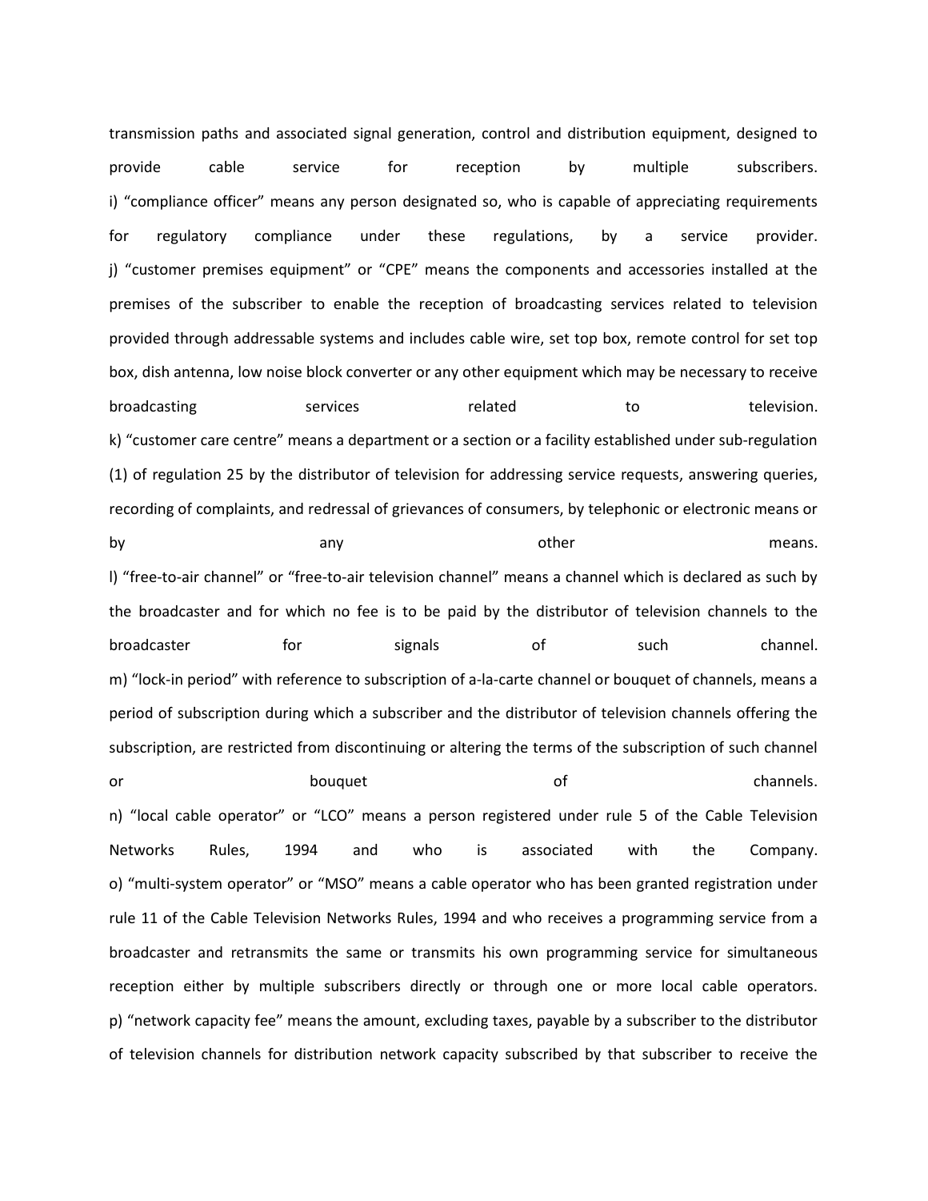transmission paths and associated signal generation, control and distribution equipment, designed to provide cable service for reception by multiple subscribers.

i) "compliance officer" means any person designated so, who is capable of appreciating requirements for regulatory compliance under these regulations, by a service provider.

j) "customer premises equipment" or "CPE" means the components and accessories installed at the premises of the subscriber to enable the reception of broadcasting services related to television provided through addressable systems and includes cable wire, set top box, remote control for set top box, dish antenna, low noise block converter or any other equipment which may be necessary to receive broadcasting services related to television.

k) "customer care centre" means a department or a section or a facility established under sub-regulation (1) of regulation 25 by the distributor of television for addressing service requests, answering queries, recording of complaints, and redressal of grievances of consumers, by telephonic or electronic means or by any other means.

l) "free-to-air channel" or "free-to-air television channel" means a channel which is declared as such by the broadcaster and for which no fee is to be paid by the distributor of television channels to the broadcaster for signals of such channel.

m) "lock-in period" with reference to subscription of a-la-carte channel or bouquet of channels, means a period of subscription during which a subscriber and the distributor of television channels offering the subscription, are restricted from discontinuing or altering the terms of the subscription of such channel or bouquet of channels.

n) "local cable operator" or "LCO" means a person registered under rule 5 of the Cable Television Networks Rules, 1994 and who is associated with the Company.

o) "multi-system operator" or "MSO" means a cable operator who has been granted registration under rule 11 of the Cable Television Networks Rules, 1994 and who receives a programming service from a broadcaster and retransmits the same or transmits his own programming service for simultaneous reception either by multiple subscribers directly or through one or more local cable operators.

p) "network capacity fee" means the amount, excluding taxes, payable by a subscriber to the distributor of television channels for distribution network capacity subscribed by that subscriber to receive the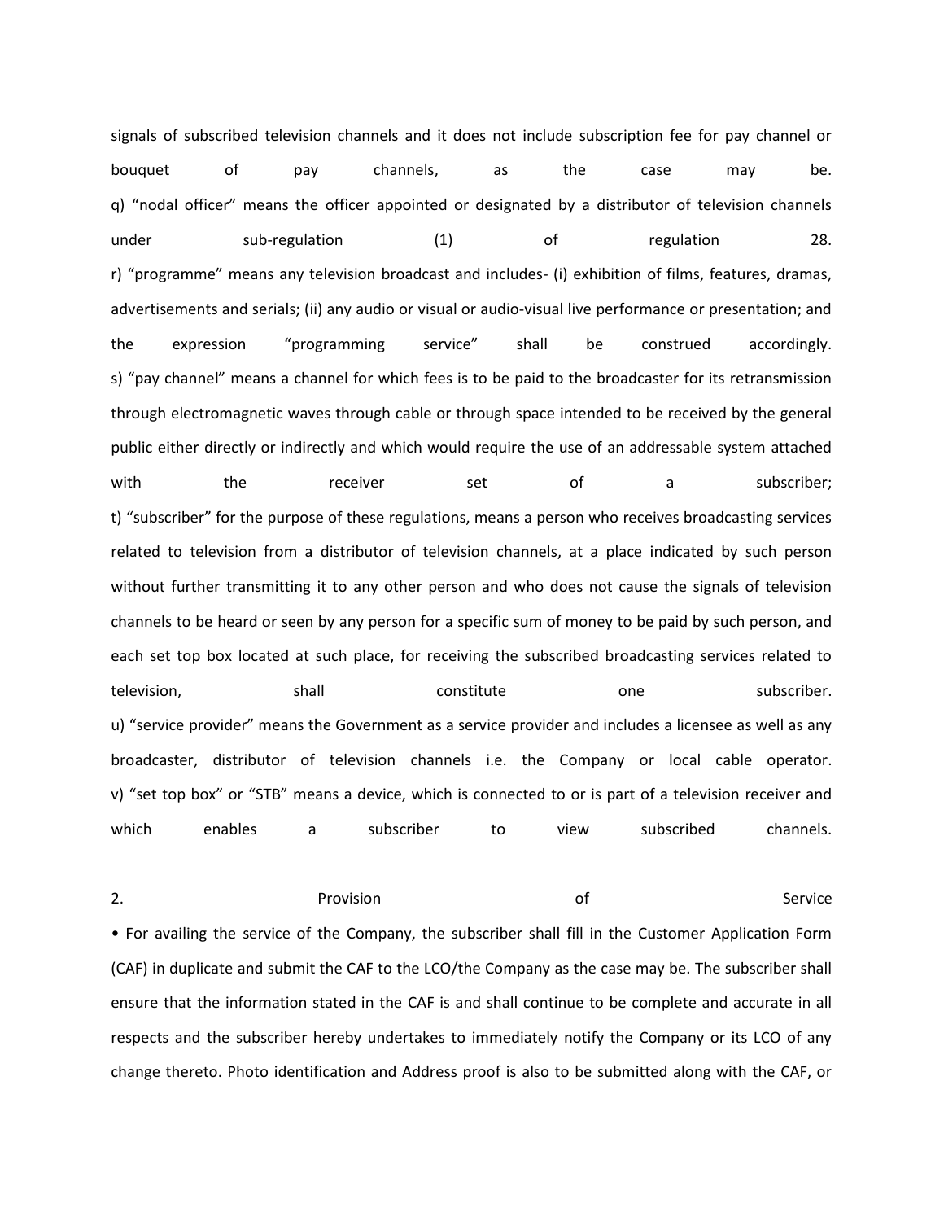signals of subscribed television channels and it does not include subscription fee for pay channel or bouquet of pay channels, as the case may be.

q) “nodal officer” means the officer appointed or designated by a distributor of television channels under sub-regulation (1) of regulation 28.

r) “programme” means any television broadcast and includes- (i) exhibition of films, features, dramas, advertisements and serials; (ii) any audio or visual or audio-visual live performance or presentation; and the expression “programming service” shall be construed accordingly.

s) “pay channel” means a channel for which fees is to be paid to the broadcaster for its retransmission through electromagnetic waves through cable or through space intended to be received by the general public either directly or indirectly and which would require the use of an addressable system attached with the receiver set of a subscriber;

t) “subscriber” for the purpose of these regulations, means a person who receives broadcasting services related to television from a distributor of television channels, at a place indicated by such person without further transmitting it to any other person and who does not cause the signals of television channels to be heard or seen by any person for a specific sum of money to be paid by such person, and each set top box located at such place, for receiving the subscribed broadcasting services related to television, shall constitute one subscriber.

u) “service provider” means the Government as a service provider and includes a licensee as well as any broadcaster, distributor of television channels i.e. the Company or local cable operator.

v) “set top box” or “STB” means a device, which is connected to or is part of a television receiver and which enables a subscriber to view subscribed channels.

## 2. Provision of Service

- For availing the service of the Company, the subscriber shall fill in the Customer Application Form (CAF) in duplicate and submit the CAF to the LCO/the Company as the case may be. The subscriber shall ensure that the information stated in the CAF is and shall continue to be complete and accurate in all respects and the subscriber hereby undertakes to immediately notify the Company or its LCO of any change thereto. Photo identification and Address proof is also to be submitted along with the CAF, or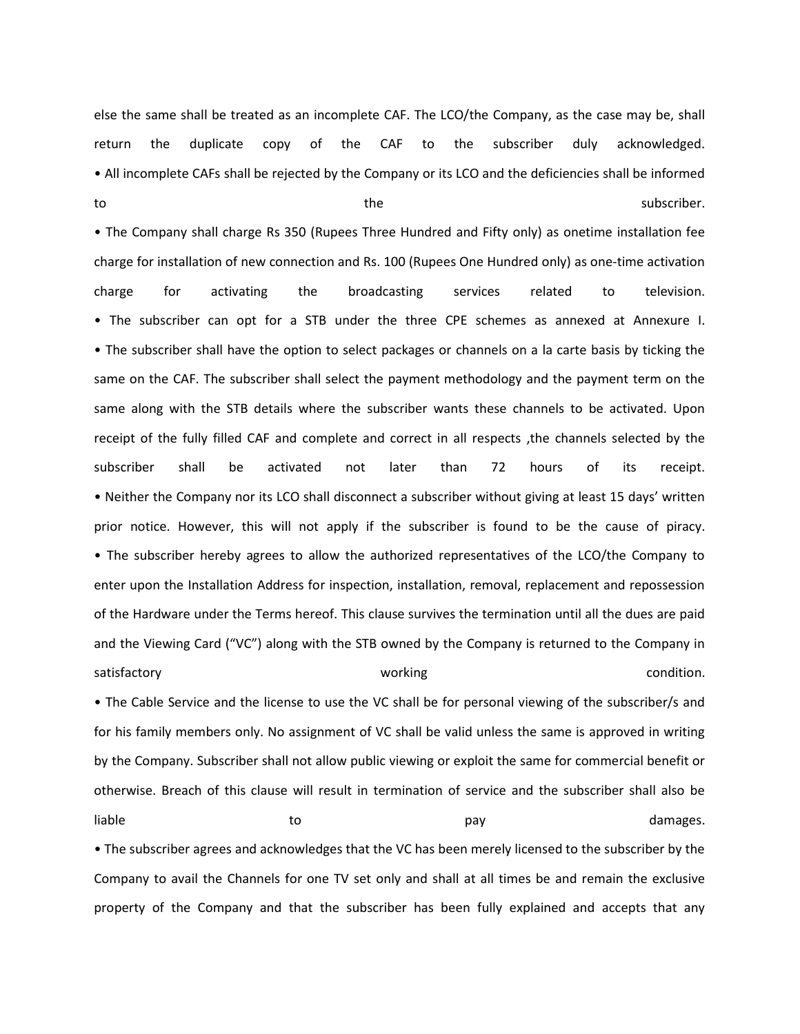else the same shall be treated as an incomplete CAF. The LCO/the Company, as the case may be, shall return the duplicate copy of the CAF to the subscriber duly acknowledged.

- All incomplete CAFs shall be rejected by the Company or its LCO and the deficiencies shall be informed to the subscriber.
- The Company shall charge Rs 350 (Rupees Three Hundred and Fifty only) as onetime installation fee charge for installation of new connection and Rs. 100 (Rupees One Hundred only) as one-time activation charge for activating the broadcasting services related to television.
- The subscriber can opt for a STB under the three CPE schemes as annexed at Annexure I.
- The subscriber shall have the option to select packages or channels on a la carte basis by ticking the same on the CAF. The subscriber shall select the payment methodology and the payment term on the same along with the STB details where the subscriber wants these channels to be activated. Upon receipt of the fully filled CAF and complete and correct in all respects ,the channels selected by the subscriber shall be activated not later than 72 hours of its receipt.
- Neither the Company nor its LCO shall disconnect a subscriber without giving at least 15 days' written prior notice. However, this will not apply if the subscriber is found to be the cause of piracy.
- The subscriber hereby agrees to allow the authorized representatives of the LCO/the Company to enter upon the Installation Address for inspection, installation, removal, replacement and repossession of the Hardware under the Terms hereof. This clause survives the termination until all the dues are paid and the Viewing Card ("VC") along with the STB owned by the Company is returned to the Company in satisfactory working condition.
- The Cable Service and the license to use the VC shall be for personal viewing of the subscriber/s and for his family members only. No assignment of VC shall be valid unless the same is approved in writing by the Company. Subscriber shall not allow public viewing or exploit the same for commercial benefit or otherwise. Breach of this clause will result in termination of service and the subscriber shall also be liable to pay damages.
- The subscriber agrees and acknowledges that the VC has been merely licensed to the subscriber by the Company to avail the Channels for one TV set only and shall at all times be and remain the exclusive property of the Company and that the subscriber has been fully explained and accepts that any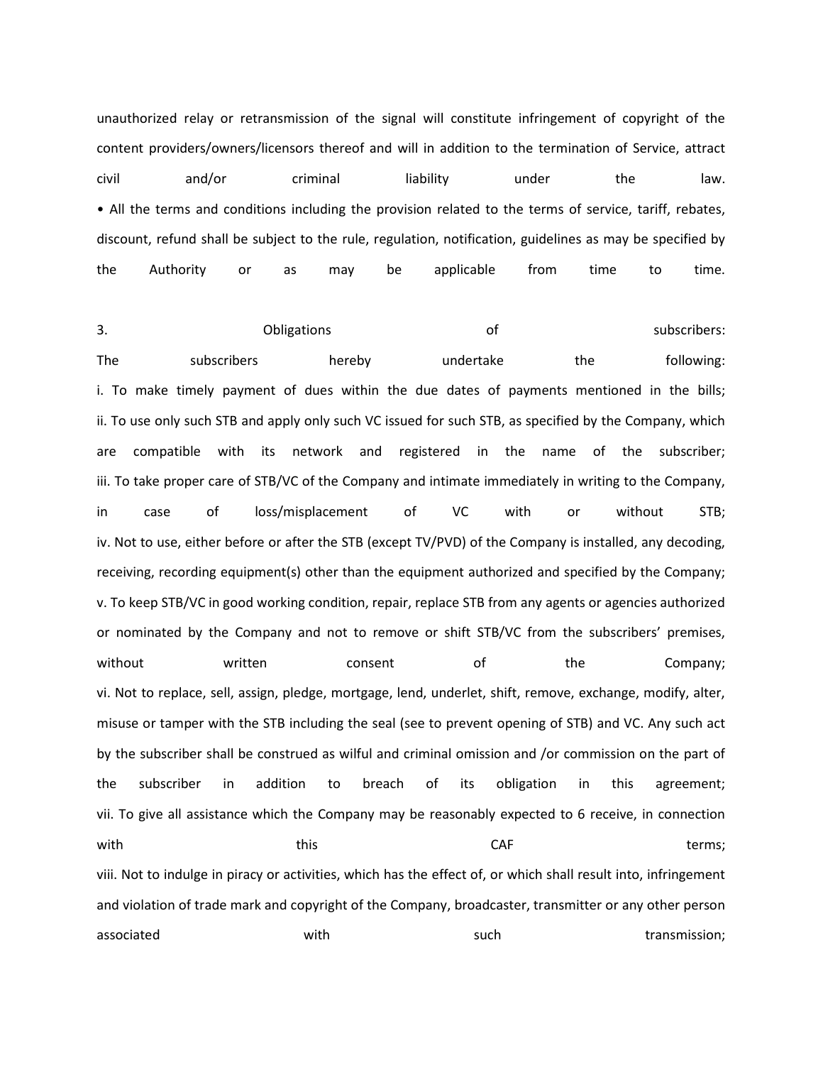unauthorized relay or retransmission of the signal will constitute infringement of copyright of the content providers/owners/licensors thereof and will in addition to the termination of Service, attract civil and/or criminal liability under the law.

• All the terms and conditions including the provision related to the terms of service, tariff, rebates, discount, refund shall be subject to the rule, regulation, notification, guidelines as may be specified by the Authority or as may be applicable from time to time.

3. Obligations of subscribers:

The subscribers hereby undertake the following:

i. To make timely payment of dues within the due dates of payments mentioned in the bills;

ii. To use only such STB and apply only such VC issued for such STB, as specified by the Company, which are compatible with its network and registered in the name of the subscriber;

iii. To take proper care of STB/VC of the Company and intimate immediately in writing to the Company, in case of loss/misplacement of VC with or without STB;

iv. Not to use, either before or after the STB (except TV/PVD) of the Company is installed, any decoding, receiving, recording equipment(s) other than the equipment authorized and specified by the Company;

v. To keep STB/VC in good working condition, repair, replace STB from any agents or agencies authorized or nominated by the Company and not to remove or shift STB/VC from the subscribers' premises, without written consent of the Company;

vi. Not to replace, sell, assign, pledge, mortgage, lend, underlet, shift, remove, exchange, modify, alter, misuse or tamper with the STB including the seal (see to prevent opening of STB) and VC. Any such act by the subscriber shall be construed as wilful and criminal omission and /or commission on the part of the subscriber in addition to breach of its obligation in this agreement;

vii. To give all assistance which the Company may be reasonably expected to 6 receive, in connection with this CAF terms;

viii. Not to indulge in piracy or activities, which has the effect of, or which shall result into, infringement and violation of trade mark and copyright of the Company, broadcaster, transmitter or any other person associated with such transmission;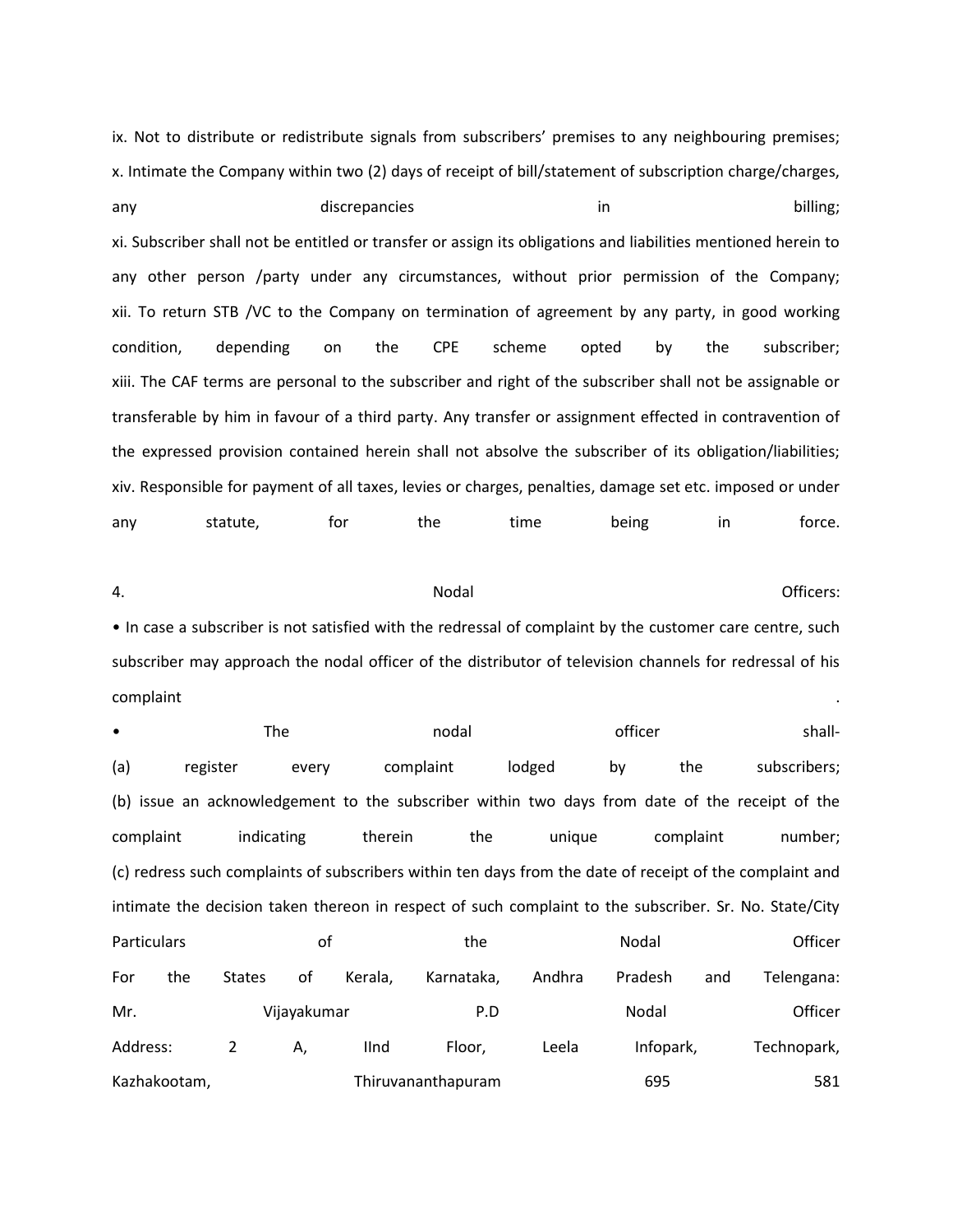ix. Not to distribute or redistribute signals from subscribers' premises to any neighbouring premises;

x. Intimate the Company within two (2) days of receipt of bill/statement of subscription charge/charges, any discrepancies in billing;

xi. Subscriber shall not be entitled or transfer or assign its obligations and liabilities mentioned herein to any other person /party under any circumstances, without prior permission of the Company;

xii. To return STB /VC to the Company on termination of agreement by any party, in good working condition, depending on the CPE scheme opted by the subscriber;

xiii. The CAF terms are personal to the subscriber and right of the subscriber shall not be assignable or transferable by him in favour of a third party. Any transfer or assignment effected in contravention of the expressed provision contained herein shall not absolve the subscriber of its obligation/liabilities;

xiv. Responsible for payment of all taxes, levies or charges, penalties, damage set etc. imposed or under any statute, for the time being in force.

4. Nodal Officers:

• In case a subscriber is not satisfied with the redressal of complaint by the customer care centre, such subscriber may approach the nodal officer of the distributor of television channels for redressal of his complaint .

• The nodal officer shall-

(a) register every complaint lodged by the subscribers;

(b) issue an acknowledgement to the subscriber within two days from date of the receipt of the complaint indicating therein the unique complaint number;

(c) redress such complaints of subscribers within ten days from the date of receipt of the complaint and intimate the decision taken thereon in respect of such complaint to the subscriber. Sr. No. State/City Particulars of the Nodal Officer

For the States of Kerala, Karnataka, Andhra Pradesh and Telengana:

Mr. Vijayakumar P.D Nodal Officer

Address: 2 A, IInd Floor, Leela Infopark, Technopark, Kazhakootam, Thiruvananthapuram 695 581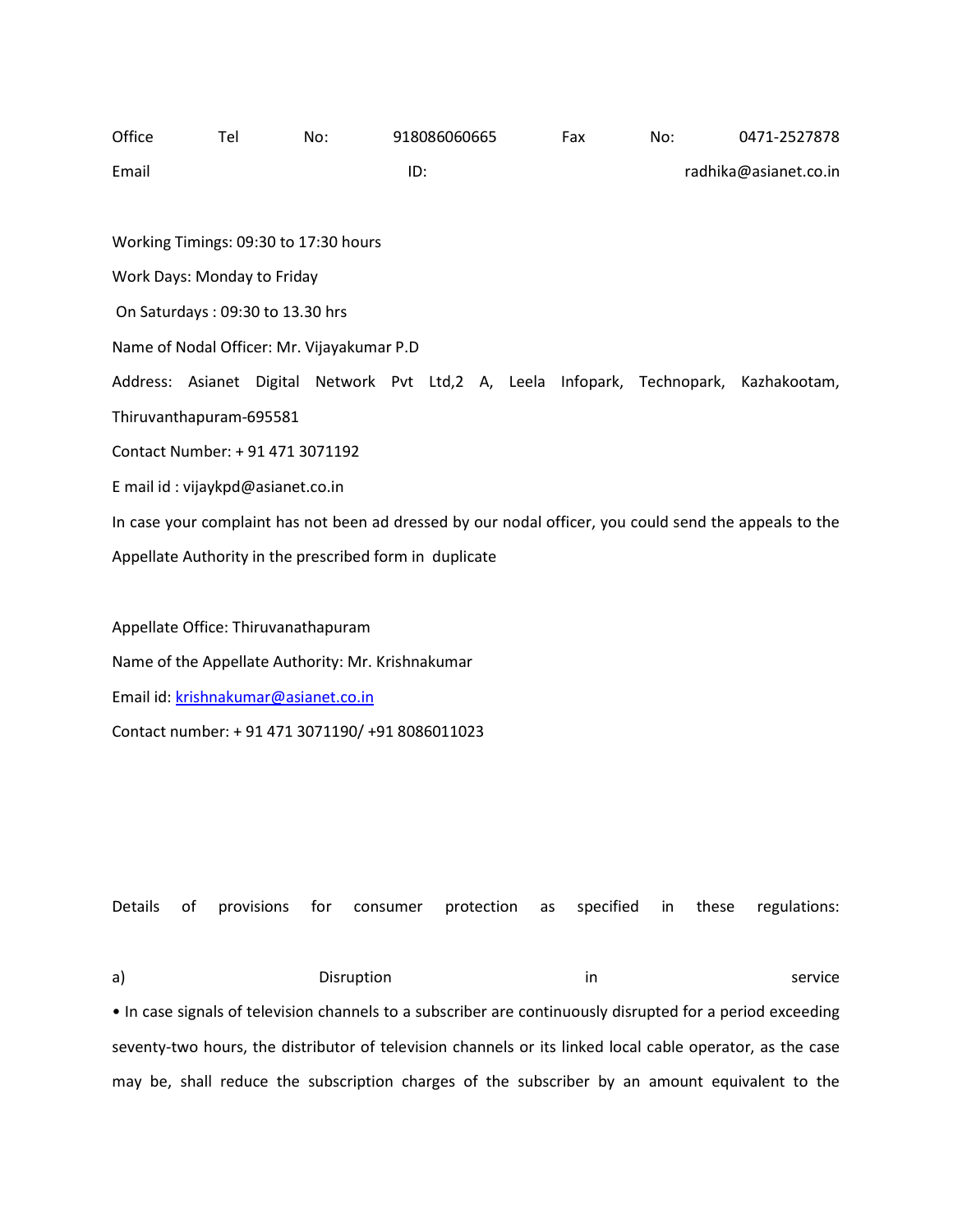Office Tel No: 918086060665 Fax No: 0471-2527878

Email ID: radhika@asianet.co.in

Working Timings: 09:30 to 17:30 hours

Work Days: Monday to Friday

On Saturdays : 09:30 to 13.30 hrs

Name of Nodal Officer: Mr. Vijayakumar P.D

Address: Asianet Digital Network Pvt Ltd,2 A, Leela Infopark, Technopark, Kazhakootam, Thiruvanthapuram-695581

Contact Number: + 91 471 3071192

E mail id : vijaykpd@asianet.co.in

In case your complaint has not been ad dressed by our nodal officer, you could send the appeals to the Appellate Authority in the prescribed form in duplicate

Appellate Office: Thiruvanathapuram

Name of the Appellate Authority: Mr. Krishnakumar

Email id: krishnakumar@asianet.co.in

Contact number: + 91 471 3071190/ +91 8086011023

Details of provisions for consumer protection as specified in these regulations:

a) Disruption in service

• In case signals of television channels to a subscriber are continuously disrupted for a period exceeding seventy-two hours, the distributor of television channels or its linked local cable operator, as the case may be, shall reduce the subscription charges of the subscriber by an amount equivalent to the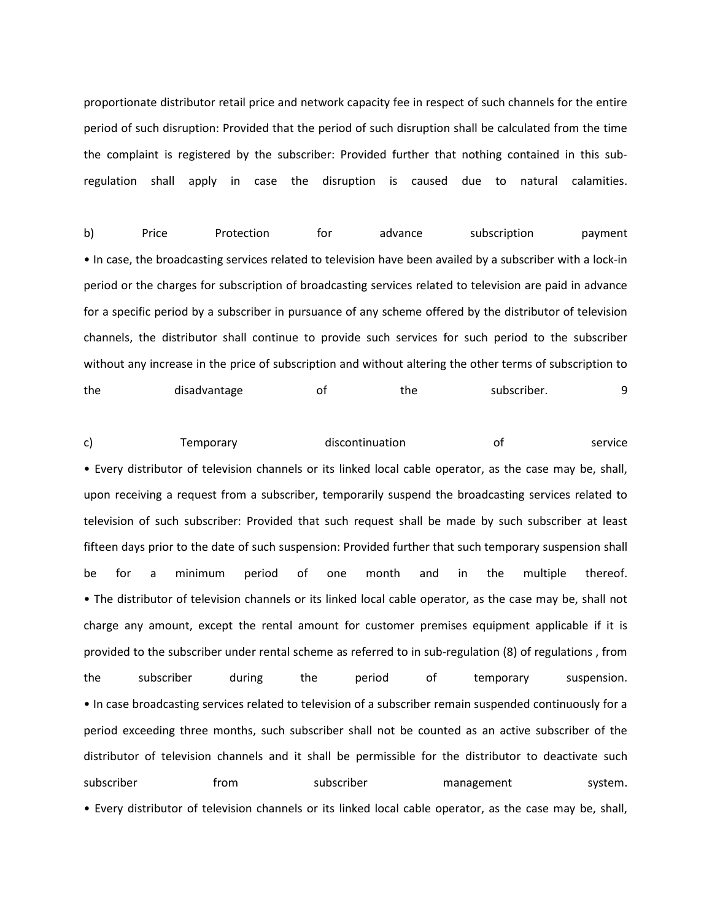proportionate distributor retail price and network capacity fee in respect of such channels for the entire period of such disruption: Provided that the period of such disruption shall be calculated from the time the complaint is registered by the subscriber: Provided further that nothing contained in this sub-regulation shall apply in case the disruption is caused due to natural calamities.

b) Price Protection for advance subscription payment

- In case, the broadcasting services related to television have been availed by a subscriber with a lock-in period or the charges for subscription of broadcasting services related to television are paid in advance for a specific period by a subscriber in pursuance of any scheme offered by the distributor of television channels, the distributor shall continue to provide such services for such period to the subscriber without any increase in the price of subscription and without altering the other terms of subscription to the disadvantage of the subscriber. 9

c) Temporary discontinuation of service

- Every distributor of television channels or its linked local cable operator, as the case may be, shall, upon receiving a request from a subscriber, temporarily suspend the broadcasting services related to television of such subscriber: Provided that such request shall be made by such subscriber at least fifteen days prior to the date of such suspension: Provided further that such temporary suspension shall be for a minimum period of one month and in the multiple thereof.
- The distributor of television channels or its linked local cable operator, as the case may be, shall not charge any amount, except the rental amount for customer premises equipment applicable if it is provided to the subscriber under rental scheme as referred to in sub-regulation (8) of regulations , from the subscriber during the period of temporary suspension.
- In case broadcasting services related to television of a subscriber remain suspended continuously for a period exceeding three months, such subscriber shall not be counted as an active subscriber of the distributor of television channels and it shall be permissible for the distributor to deactivate such subscriber from subscriber management system.
- Every distributor of television channels or its linked local cable operator, as the case may be, shall,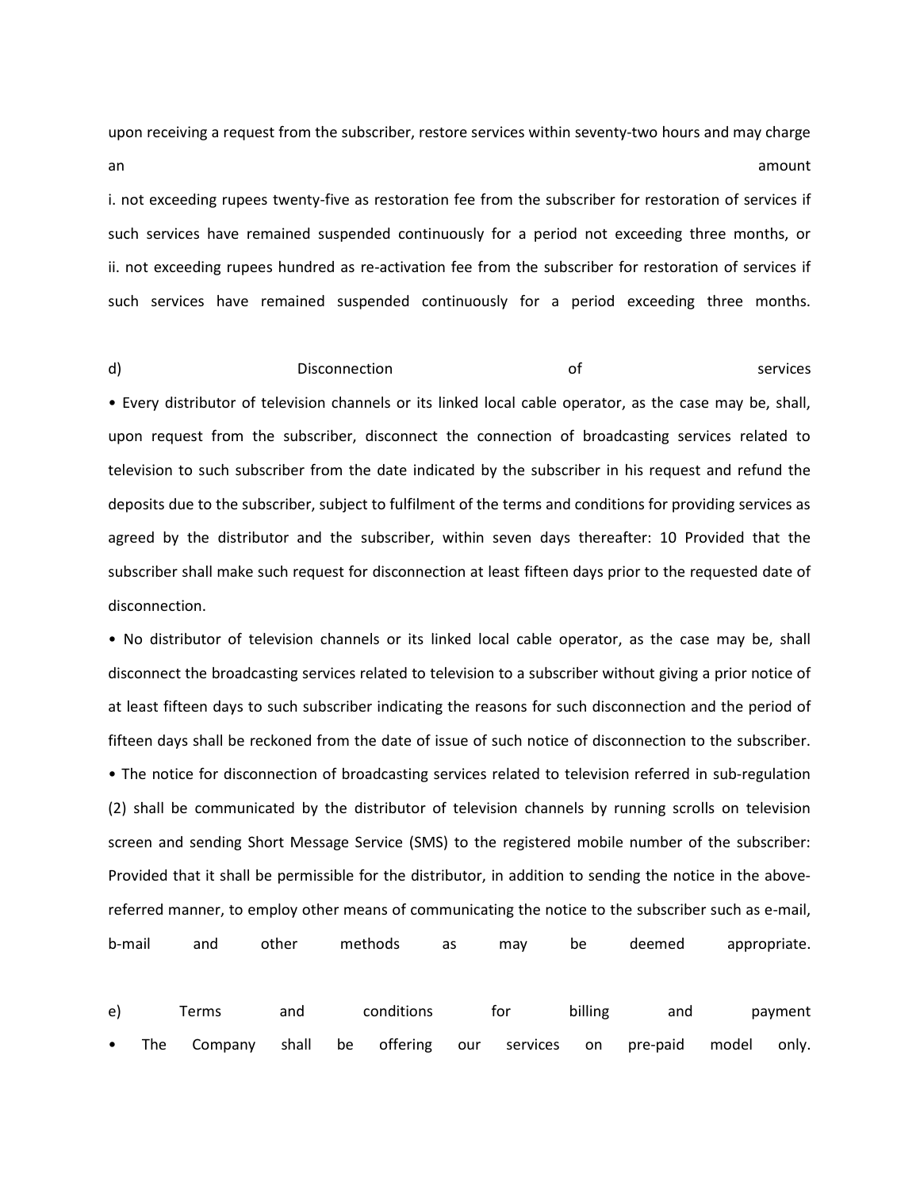upon receiving a request from the subscriber, restore services within seventy-two hours and may charge an amount

i. not exceeding rupees twenty-five as restoration fee from the subscriber for restoration of services if such services have remained suspended continuously for a period not exceeding three months, or

ii. not exceeding rupees hundred as re-activation fee from the subscriber for restoration of services if such services have remained suspended continuously for a period exceeding three months.

d) Disconnection of services

• Every distributor of television channels or its linked local cable operator, as the case may be, shall, upon request from the subscriber, disconnect the connection of broadcasting services related to television to such subscriber from the date indicated by the subscriber in his request and refund the deposits due to the subscriber, subject to fulfilment of the terms and conditions for providing services as agreed by the distributor and the subscriber, within seven days thereafter: 10 Provided that the subscriber shall make such request for disconnection at least fifteen days prior to the requested date of disconnection.

• No distributor of television channels or its linked local cable operator, as the case may be, shall disconnect the broadcasting services related to television to a subscriber without giving a prior notice of at least fifteen days to such subscriber indicating the reasons for such disconnection and the period of fifteen days shall be reckoned from the date of issue of such notice of disconnection to the subscriber.

• The notice for disconnection of broadcasting services related to television referred in sub-regulation (2) shall be communicated by the distributor of television channels by running scrolls on television screen and sending Short Message Service (SMS) to the registered mobile number of the subscriber: Provided that it shall be permissible for the distributor, in addition to sending the notice in the above-referred manner, to employ other means of communicating the notice to the subscriber such as e-mail, b-mail and other methods as may be deemed appropriate.

e) Terms and conditions for billing and payment

• The Company shall be offering our services on pre-paid model only.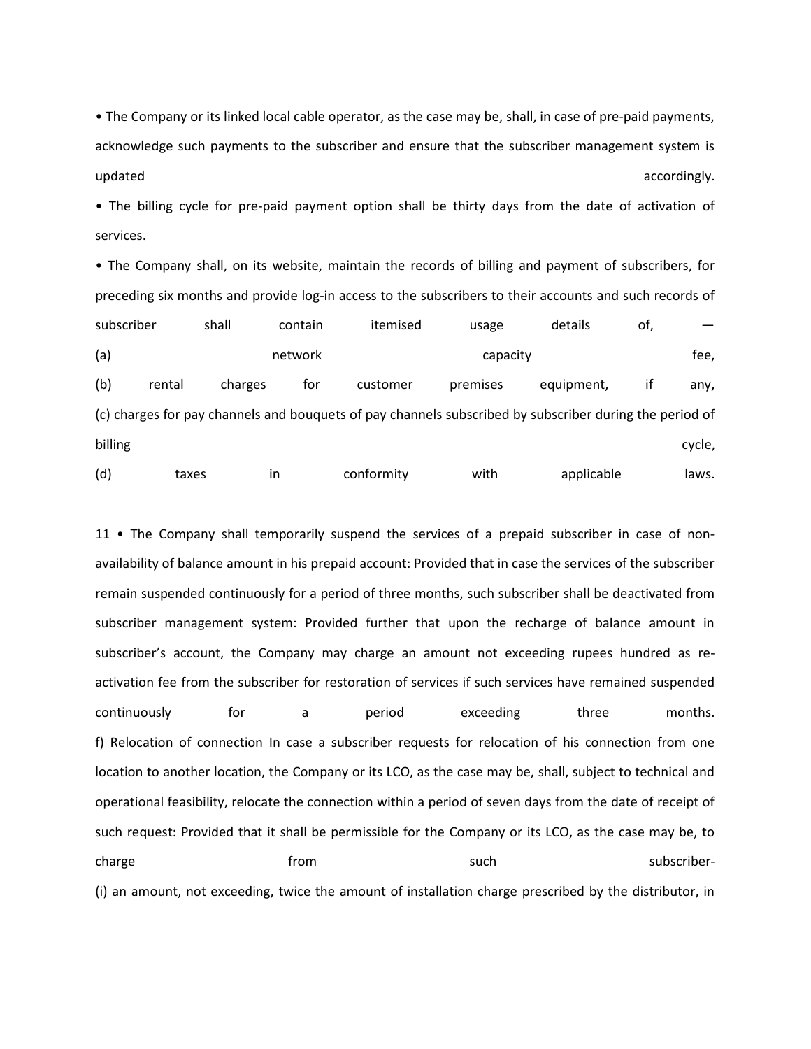• The Company or its linked local cable operator, as the case may be, shall, in case of pre-paid payments, acknowledge such payments to the subscriber and ensure that the subscriber management system is updated accordingly.

• The billing cycle for pre-paid payment option shall be thirty days from the date of activation of services.

• The Company shall, on its website, maintain the records of billing and payment of subscribers, for preceding six months and provide log-in access to the subscribers to their accounts and such records of subscriber shall contain itemised usage details of, —

(a) network capacity fee,

(b) rental charges for customer premises equipment, if any,

(c) charges for pay channels and bouquets of pay channels subscribed by subscriber during the period of billing cycle,

(d) taxes in conformity with applicable laws.

11 • The Company shall temporarily suspend the services of a prepaid subscriber in case of non-availability of balance amount in his prepaid account: Provided that in case the services of the subscriber remain suspended continuously for a period of three months, such subscriber shall be deactivated from subscriber management system: Provided further that upon the recharge of balance amount in subscriber's account, the Company may charge an amount not exceeding rupees hundred as re-activation fee from the subscriber for restoration of services if such services have remained suspended continuously for a period exceeding three months.

f) Relocation of connection In case a subscriber requests for relocation of his connection from one location to another location, the Company or its LCO, as the case may be, shall, subject to technical and operational feasibility, relocate the connection within a period of seven days from the date of receipt of such request: Provided that it shall be permissible for the Company or its LCO, as the case may be, to charge from such subscriber-

(i) an amount, not exceeding, twice the amount of installation charge prescribed by the distributor, in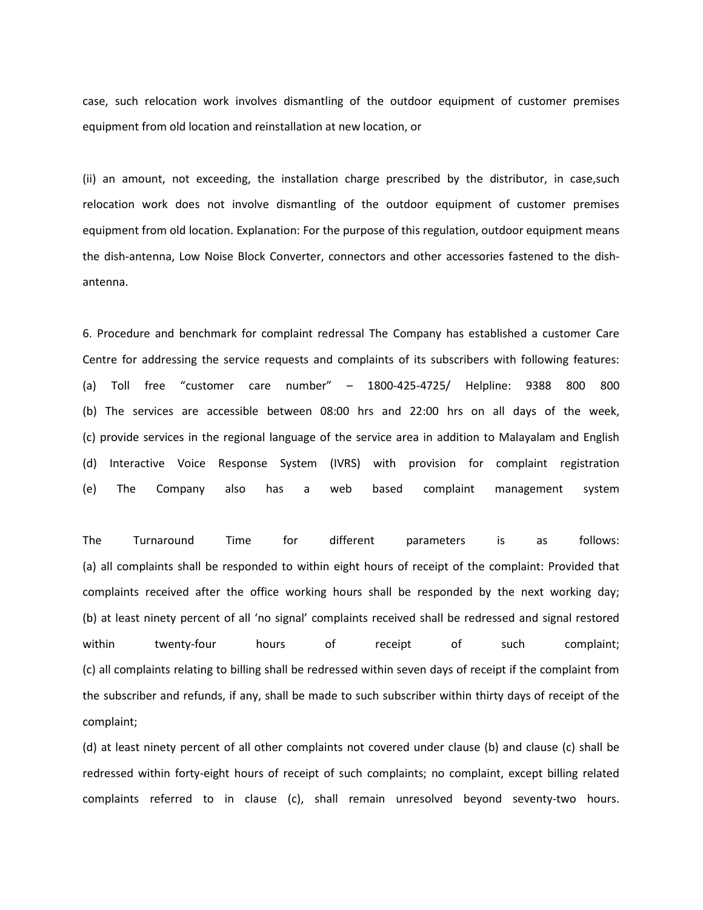case, such relocation work involves dismantling of the outdoor equipment of customer premises equipment from old location and reinstallation at new location, or

(ii) an amount, not exceeding, the installation charge prescribed by the distributor, in case,such relocation work does not involve dismantling of the outdoor equipment of customer premises equipment from old location. Explanation: For the purpose of this regulation, outdoor equipment means the dish-antenna, Low Noise Block Converter, connectors and other accessories fastened to the dish-antenna.

6. Procedure and benchmark for complaint redressal The Company has established a customer Care Centre for addressing the service requests and complaints of its subscribers with following features:
(a) Toll free “customer care number” – 1800-425-4725/ Helpline: 9388 800 800
(b) The services are accessible between 08:00 hrs and 22:00 hrs on all days of the week,
(c) provide services in the regional language of the service area in addition to Malayalam and English
(d) Interactive Voice Response System (IVRS) with provision for complaint registration
(e) The Company also has a web based complaint management system

The Turnaround Time for different parameters is as follows:
(a) all complaints shall be responded to within eight hours of receipt of the complaint: Provided that complaints received after the office working hours shall be responded by the next working day;
(b) at least ninety percent of all ‘no signal’ complaints received shall be redressed and signal restored within twenty-four hours of receipt of such complaint;
(c) all complaints relating to billing shall be redressed within seven days of receipt if the complaint from the subscriber and refunds, if any, shall be made to such subscriber within thirty days of receipt of the complaint;
(d) at least ninety percent of all other complaints not covered under clause (b) and clause (c) shall be redressed within forty-eight hours of receipt of such complaints; no complaint, except billing related complaints referred to in clause (c), shall remain unresolved beyond seventy-two hours.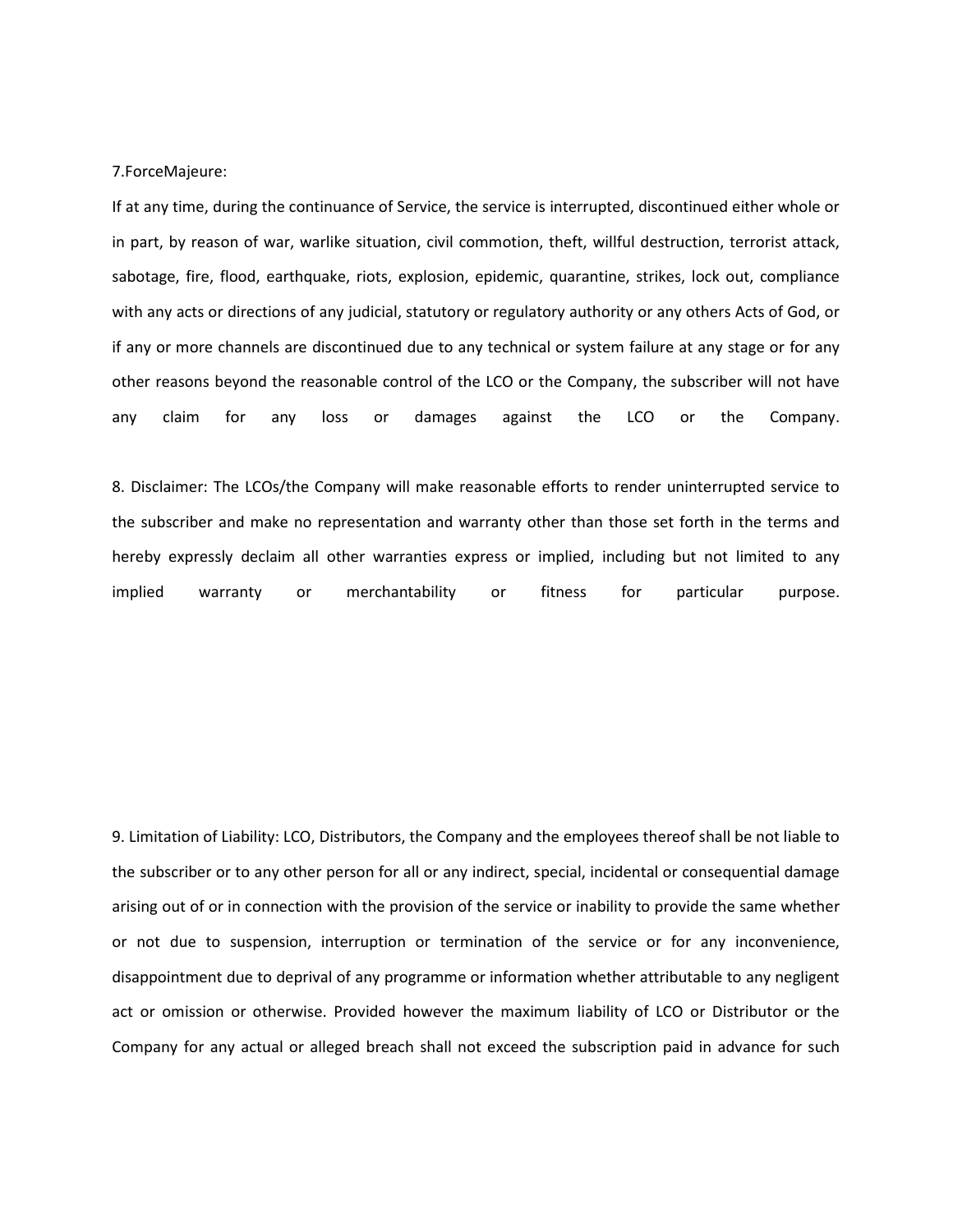7.ForceMajeure:

If at any time, during the continuance of Service, the service is interrupted, discontinued either whole or in part, by reason of war, warlike situation, civil commotion, theft, willful destruction, terrorist attack, sabotage, fire, flood, earthquake, riots, explosion, epidemic, quarantine, strikes, lock out, compliance with any acts or directions of any judicial, statutory or regulatory authority or any others Acts of God, or if any or more channels are discontinued due to any technical or system failure at any stage or for any other reasons beyond the reasonable control of the LCO or the Company, the subscriber will not have any claim for any loss or damages against the LCO or the Company.

8. Disclaimer: The LCOs/the Company will make reasonable efforts to render uninterrupted service to the subscriber and make no representation and warranty other than those set forth in the terms and hereby expressly declaim all other warranties express or implied, including but not limited to any implied warranty or merchantability or fitness for particular purpose.

9. Limitation of Liability: LCO, Distributors, the Company and the employees thereof shall be not liable to the subscriber or to any other person for all or any indirect, special, incidental or consequential damage arising out of or in connection with the provision of the service or inability to provide the same whether or not due to suspension, interruption or termination of the service or for any inconvenience, disappointment due to deprival of any programme or information whether attributable to any negligent act or omission or otherwise. Provided however the maximum liability of LCO or Distributor or the Company for any actual or alleged breach shall not exceed the subscription paid in advance for such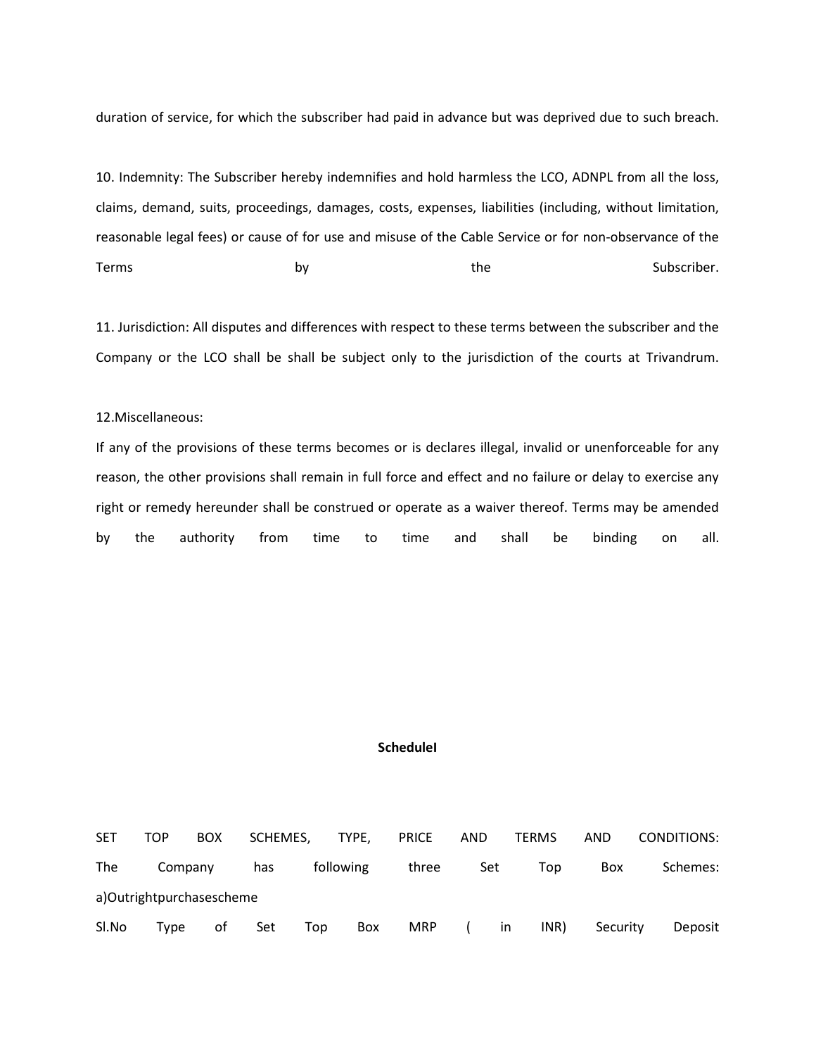duration of service, for which the subscriber had paid in advance but was deprived due to such breach.

10. Indemnity: The Subscriber hereby indemnifies and hold harmless the LCO, ADNPL from all the loss, claims, demand, suits, proceedings, damages, costs, expenses, liabilities (including, without limitation, reasonable legal fees) or cause of for use and misuse of the Cable Service or for non-observance of the Terms by the Subscriber.

11. Jurisdiction: All disputes and differences with respect to these terms between the subscriber and the Company or the LCO shall be shall be subject only to the jurisdiction of the courts at Trivandrum.

12.Miscellaneous:

If any of the provisions of these terms becomes or is declares illegal, invalid or unenforceable for any reason, the other provisions shall remain in full force and effect and no failure or delay to exercise any right or remedy hereunder shall be construed or operate as a waiver thereof. Terms may be amended by the authority from time to time and shall be binding on all.

**ScheduleI**

SET TOP BOX SCHEMES, TYPE, PRICE AND TERMS AND CONDITIONS:
The Company has following three Set Top Box Schemes:
a)Outrightpurchasescheme

| Sl.No | Type of Set Top Box | MRP ( in INR) | Security Deposit |
|---|---|---|---|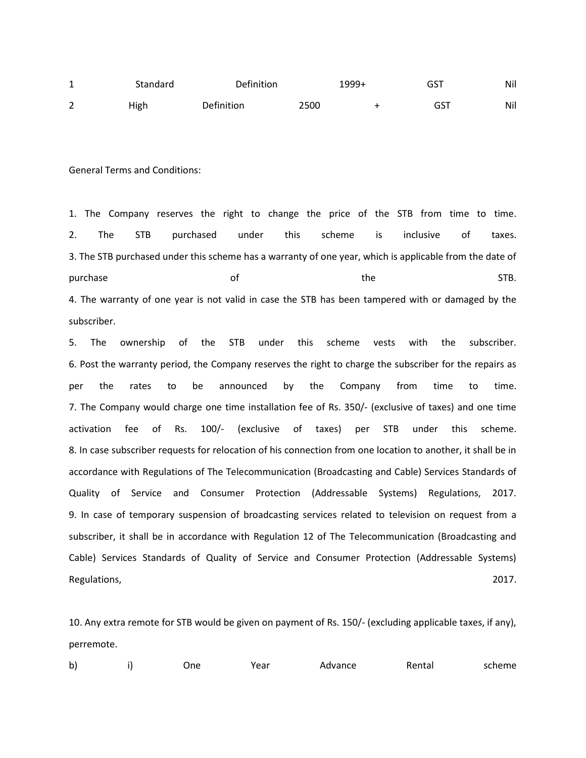| | | | | |
|---|---|---|---|---|
| 1 | Standard Definition | 1999+ | GST | Nil |
| 2 | High Definition | 2500 + | GST | Nil |

General Terms and Conditions:

1. The Company reserves the right to change the price of the STB from time to time.
2. The STB purchased under this scheme is inclusive of taxes.
3. The STB purchased under this scheme has a warranty of one year, which is applicable from the date of purchase of the STB.
4. The warranty of one year is not valid in case the STB has been tampered with or damaged by the subscriber.
5. The ownership of the STB under this scheme vests with the subscriber.
6. Post the warranty period, the Company reserves the right to charge the subscriber for the repairs as per the rates to be announced by the Company from time to time.
7. The Company would charge one time installation fee of Rs. 350/- (exclusive of taxes) and one time activation fee of Rs. 100/- (exclusive of taxes) per STB under this scheme.
8. In case subscriber requests for relocation of his connection from one location to another, it shall be in accordance with Regulations of The Telecommunication (Broadcasting and Cable) Services Standards of Quality of Service and Consumer Protection (Addressable Systems) Regulations, 2017.
9. In case of temporary suspension of broadcasting services related to television on request from a subscriber, it shall be in accordance with Regulation 12 of The Telecommunication (Broadcasting and Cable) Services Standards of Quality of Service and Consumer Protection (Addressable Systems) Regulations, 2017.

10. Any extra remote for STB would be given on payment of Rs. 150/- (excluding applicable taxes, if any), perremote.

b) i) One Year Advance Rental scheme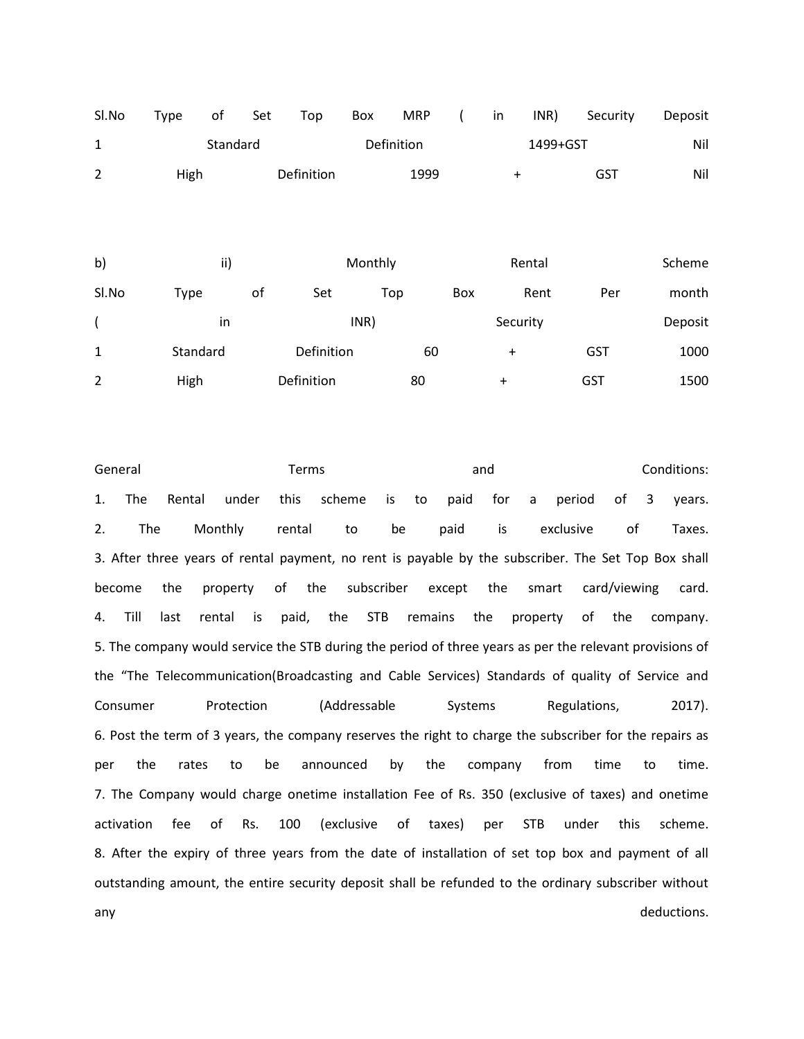| Sl.No | Type of Set Top Box | MRP ( in INR) | Security Deposit |
|---|---|---|---|
| 1 | Standard Definition | 1499+GST | Nil |
| 2 | High Definition | 1999 + GST | Nil |

b) ii) Monthly Rental Scheme

| Sl.No | Type of Set Top Box | Rent Per month ( in INR) | Security Deposit |
|---|---|---|---|
| 1 | Standard Definition | 60 + GST | 1000 |
| 2 | High Definition | 80 + GST | 1500 |

General Terms and Conditions:

1. The Rental under this scheme is to paid for a period of 3 years.
2. The Monthly rental to be paid is exclusive of Taxes.
3. After three years of rental payment, no rent is payable by the subscriber. The Set Top Box shall become the property of the subscriber except the smart card/viewing card.
4. Till last rental is paid, the STB remains the property of the company.
5. The company would service the STB during the period of three years as per the relevant provisions of the "The Telecommunication(Broadcasting and Cable Services) Standards of quality of Service and Consumer Protection (Addressable Systems Regulations, 2017).
6. Post the term of 3 years, the company reserves the right to charge the subscriber for the repairs as per the rates to be announced by the company from time to time.
7. The Company would charge onetime installation Fee of Rs. 350 (exclusive of taxes) and onetime activation fee of Rs. 100 (exclusive of taxes) per STB under this scheme.
8. After the expiry of three years from the date of installation of set top box and payment of all outstanding amount, the entire security deposit shall be refunded to the ordinary subscriber without any deductions.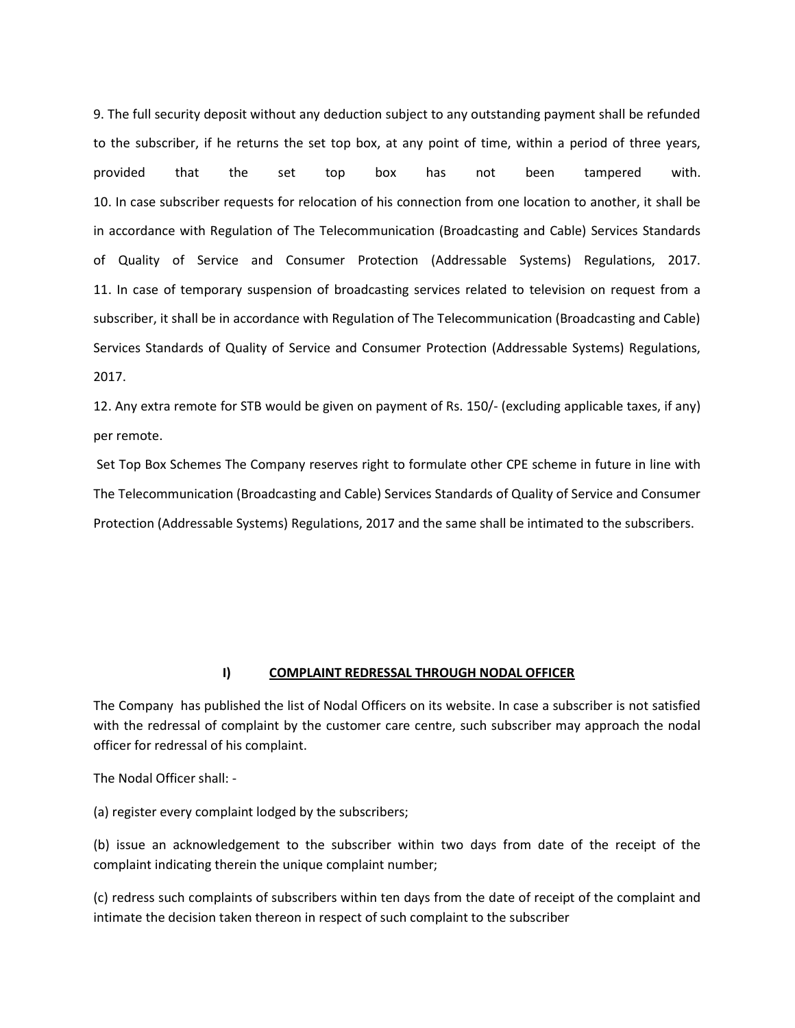9. The full security deposit without any deduction subject to any outstanding payment shall be refunded to the subscriber, if he returns the set top box, at any point of time, within a period of three years, provided that the set top box has not been tampered with.

10. In case subscriber requests for relocation of his connection from one location to another, it shall be in accordance with Regulation of The Telecommunication (Broadcasting and Cable) Services Standards of Quality of Service and Consumer Protection (Addressable Systems) Regulations, 2017.

11. In case of temporary suspension of broadcasting services related to television on request from a subscriber, it shall be in accordance with Regulation of The Telecommunication (Broadcasting and Cable) Services Standards of Quality of Service and Consumer Protection (Addressable Systems) Regulations, 2017.

12. Any extra remote for STB would be given on payment of Rs. 150/- (excluding applicable taxes, if any) per remote.

Set Top Box Schemes The Company reserves right to formulate other CPE scheme in future in line with The Telecommunication (Broadcasting and Cable) Services Standards of Quality of Service and Consumer Protection (Addressable Systems) Regulations, 2017 and the same shall be intimated to the subscribers.

## I) COMPLAINT REDRESSAL THROUGH NODAL OFFICER

The Company has published the list of Nodal Officers on its website. In case a subscriber is not satisfied with the redressal of complaint by the customer care centre, such subscriber may approach the nodal officer for redressal of his complaint.

The Nodal Officer shall: -

(a) register every complaint lodged by the subscribers;

(b) issue an acknowledgement to the subscriber within two days from date of the receipt of the complaint indicating therein the unique complaint number;

(c) redress such complaints of subscribers within ten days from the date of receipt of the complaint and intimate the decision taken thereon in respect of such complaint to the subscriber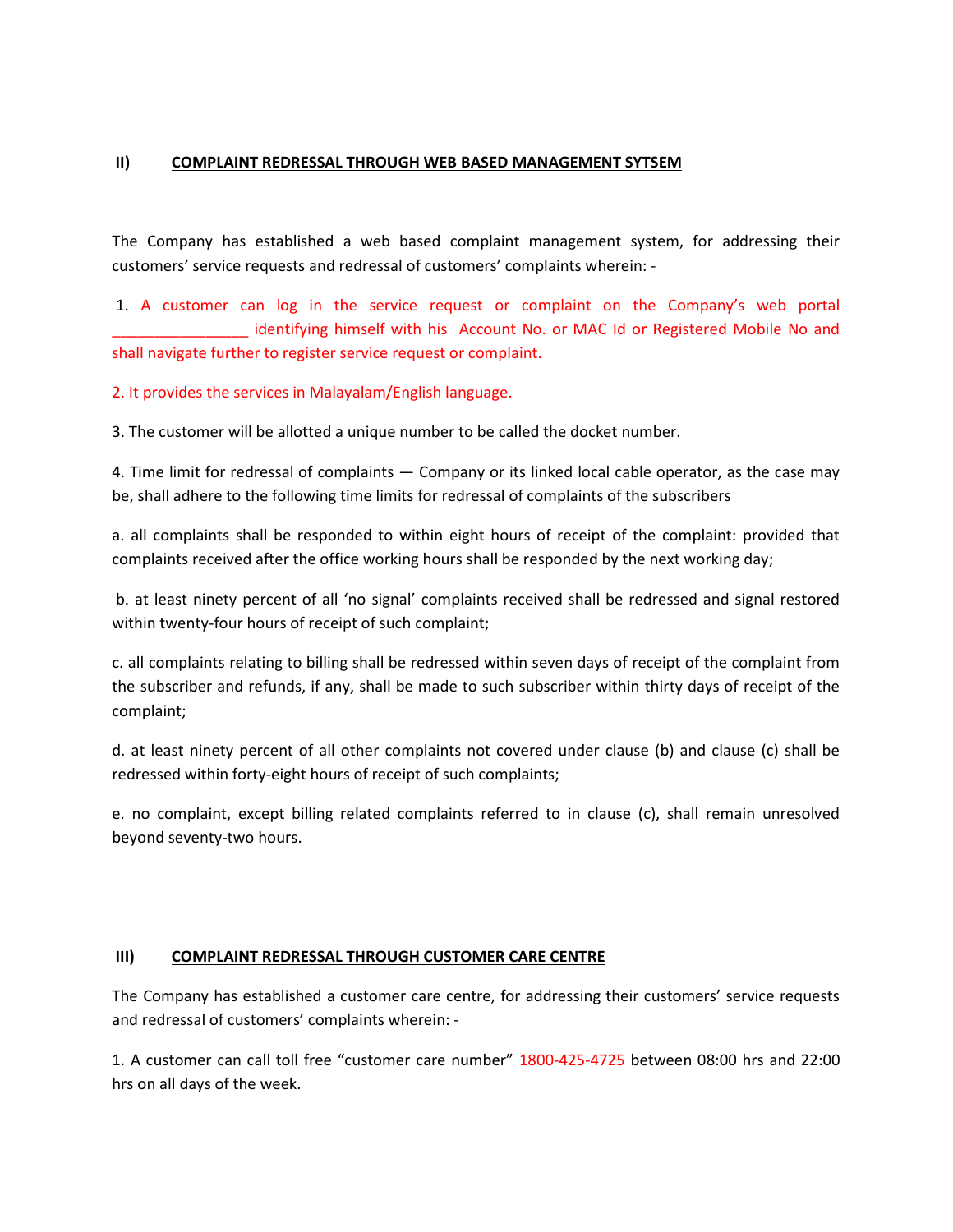## II) COMPLAINT REDRESSAL THROUGH WEB BASED MANAGEMENT SYTSEM

The Company has established a web based complaint management system, for addressing their customers' service requests and redressal of customers' complaints wherein: -

1. A customer can log in the service request or complaint on the Company's web portal ________________ identifying himself with his Account No. or MAC Id or Registered Mobile No and shall navigate further to register service request or complaint.

2. It provides the services in Malayalam/English language.

3. The customer will be allotted a unique number to be called the docket number.

4. Time limit for redressal of complaints — Company or its linked local cable operator, as the case may be, shall adhere to the following time limits for redressal of complaints of the subscribers

a. all complaints shall be responded to within eight hours of receipt of the complaint: provided that complaints received after the office working hours shall be responded by the next working day;

b. at least ninety percent of all 'no signal' complaints received shall be redressed and signal restored within twenty-four hours of receipt of such complaint;

c. all complaints relating to billing shall be redressed within seven days of receipt of the complaint from the subscriber and refunds, if any, shall be made to such subscriber within thirty days of receipt of the complaint;

d. at least ninety percent of all other complaints not covered under clause (b) and clause (c) shall be redressed within forty-eight hours of receipt of such complaints;

e. no complaint, except billing related complaints referred to in clause (c), shall remain unresolved beyond seventy-two hours.

## III) COMPLAINT REDRESSAL THROUGH CUSTOMER CARE CENTRE

The Company has established a customer care centre, for addressing their customers' service requests and redressal of customers' complaints wherein: -

1. A customer can call toll free "customer care number" 1800-425-4725 between 08:00 hrs and 22:00 hrs on all days of the week.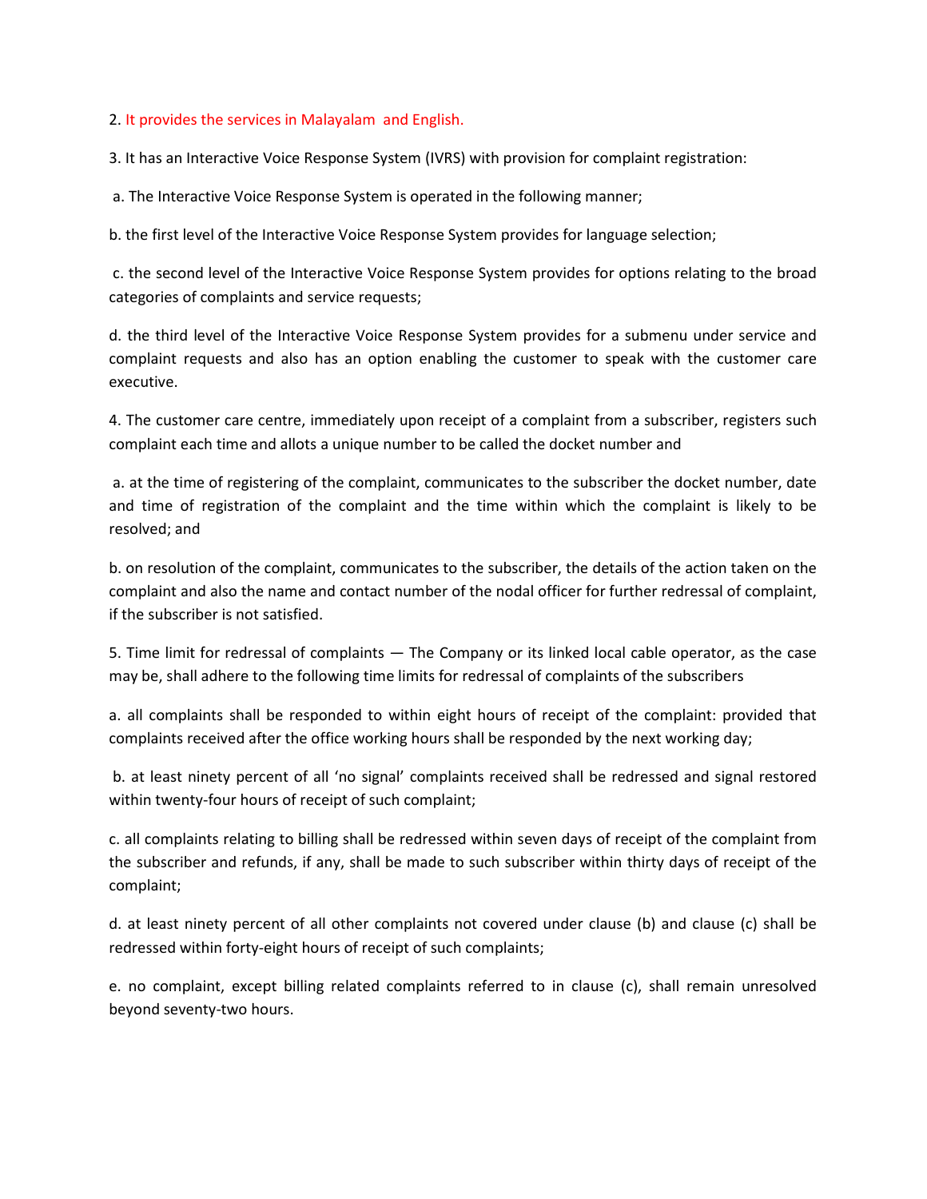2. It provides the services in Malayalam and English.

3. It has an Interactive Voice Response System (IVRS) with provision for complaint registration:

a. The Interactive Voice Response System is operated in the following manner;

b. the first level of the Interactive Voice Response System provides for language selection;

c. the second level of the Interactive Voice Response System provides for options relating to the broad categories of complaints and service requests;

d. the third level of the Interactive Voice Response System provides for a submenu under service and complaint requests and also has an option enabling the customer to speak with the customer care executive.

4. The customer care centre, immediately upon receipt of a complaint from a subscriber, registers such complaint each time and allots a unique number to be called the docket number and

a. at the time of registering of the complaint, communicates to the subscriber the docket number, date and time of registration of the complaint and the time within which the complaint is likely to be resolved; and

b. on resolution of the complaint, communicates to the subscriber, the details of the action taken on the complaint and also the name and contact number of the nodal officer for further redressal of complaint, if the subscriber is not satisfied.

5. Time limit for redressal of complaints — The Company or its linked local cable operator, as the case may be, shall adhere to the following time limits for redressal of complaints of the subscribers

a. all complaints shall be responded to within eight hours of receipt of the complaint: provided that complaints received after the office working hours shall be responded by the next working day;

b. at least ninety percent of all 'no signal' complaints received shall be redressed and signal restored within twenty-four hours of receipt of such complaint;

c. all complaints relating to billing shall be redressed within seven days of receipt of the complaint from the subscriber and refunds, if any, shall be made to such subscriber within thirty days of receipt of the complaint;

d. at least ninety percent of all other complaints not covered under clause (b) and clause (c) shall be redressed within forty-eight hours of receipt of such complaints;

e. no complaint, except billing related complaints referred to in clause (c), shall remain unresolved beyond seventy-two hours.